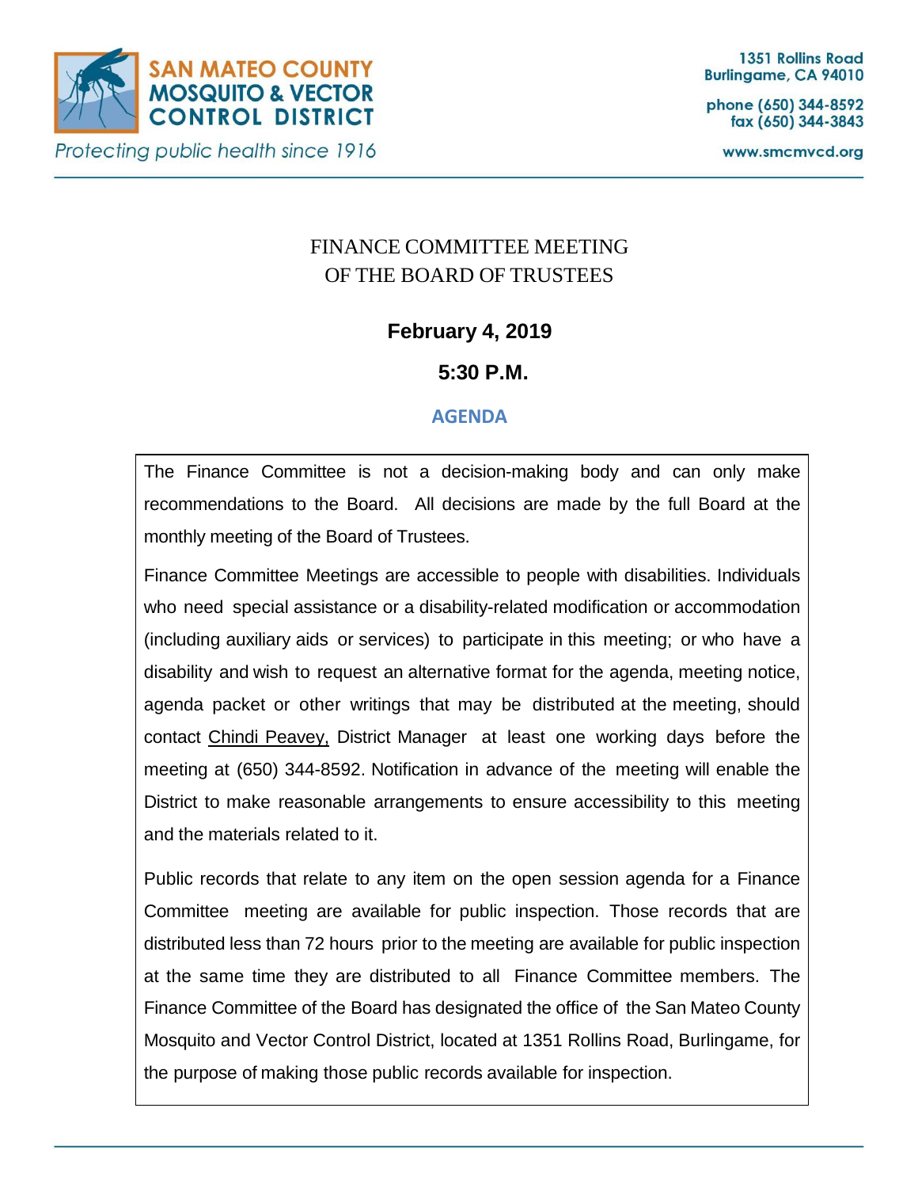**SAN MATEO COUNTY MOSQUITO & VECTOR CONTROL DISTRICT**

*Protecting public health since 1916*

1351 Rollins Road
Burlingame, CA 94010

phone (650) 344-8592
fax (650) 344-3843

www.smcmvcd.org

# FINANCE COMMITTEE MEETING OF THE BOARD OF TRUSTEES

**February 4, 2019**

**5:30 P.M.**

## AGENDA

The Finance Committee is not a decision-making body and can only make recommendations to the Board. All decisions are made by the full Board at the monthly meeting of the Board of Trustees.

Finance Committee Meetings are accessible to people with disabilities. Individuals who need special assistance or a disability-related modification or accommodation (including auxiliary aids or services) to participate in this meeting; or who have a disability and wish to request an alternative format for the agenda, meeting notice, agenda packet or other writings that may be distributed at the meeting, should contact Chindi Peavey, District Manager at least one working days before the meeting at (650) 344-8592. Notification in advance of the meeting will enable the District to make reasonable arrangements to ensure accessibility to this meeting and the materials related to it.

Public records that relate to any item on the open session agenda for a Finance Committee meeting are available for public inspection. Those records that are distributed less than 72 hours prior to the meeting are available for public inspection at the same time they are distributed to all Finance Committee members. The Finance Committee of the Board has designated the office of the San Mateo County Mosquito and Vector Control District, located at 1351 Rollins Road, Burlingame, for the purpose of making those public records available for inspection.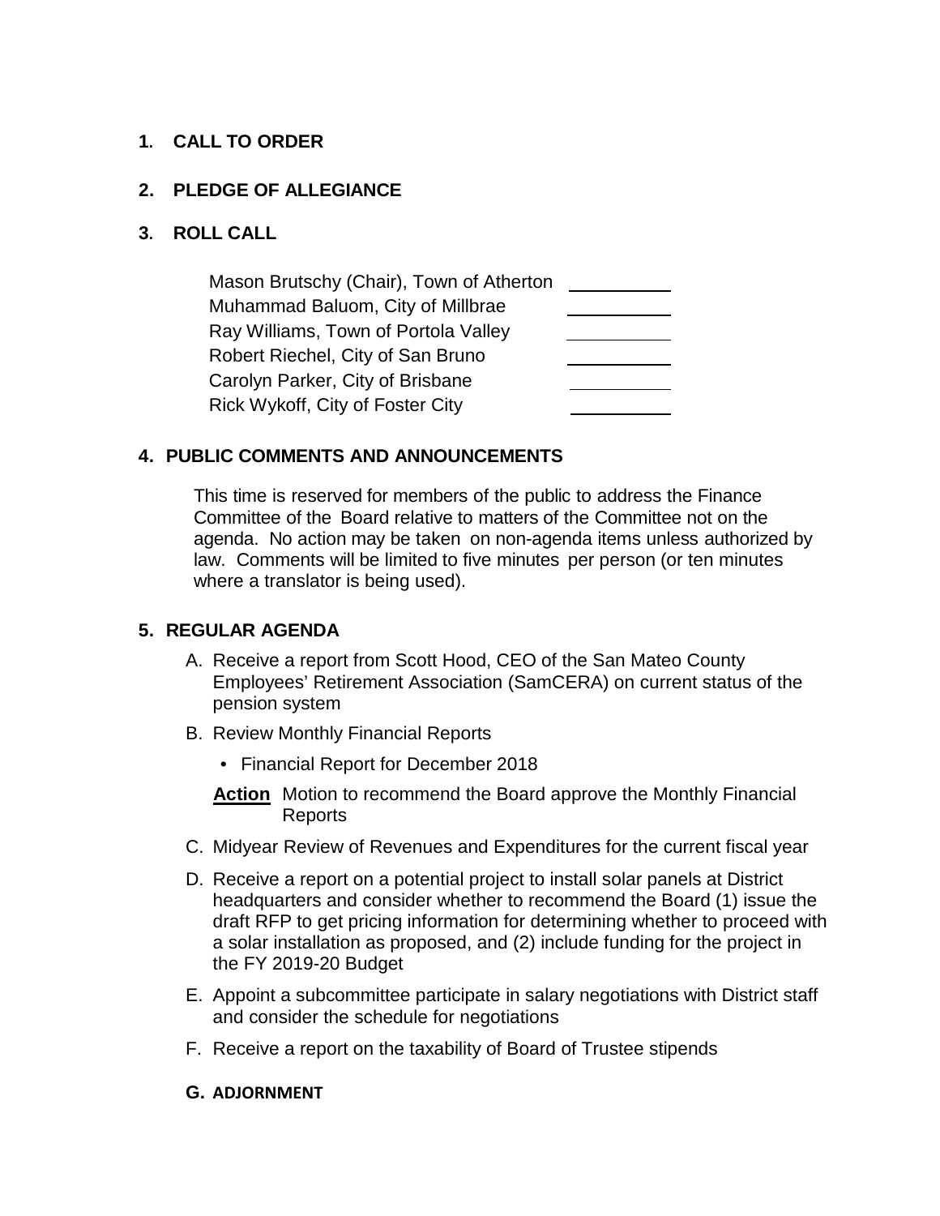## 1. CALL TO ORDER

## 2. PLEDGE OF ALLEGIANCE

## 3. ROLL CALL

| | |
|---|---|
| Mason Brutschy (Chair), Town of Atherton | ________ |
| Muhammad Baluom, City of Millbrae | ________ |
| Ray Williams, Town of Portola Valley | ________ |
| Robert Riechel, City of San Bruno | ________ |
| Carolyn Parker, City of Brisbane | ________ |
| Rick Wykoff, City of Foster City | ________ |

## 4. PUBLIC COMMENTS AND ANNOUNCEMENTS

This time is reserved for members of the public to address the Finance Committee of the Board relative to matters of the Committee not on the agenda. No action may be taken on non-agenda items unless authorized by law. Comments will be limited to five minutes per person (or ten minutes where a translator is being used).

## 5. REGULAR AGENDA

A. Receive a report from Scott Hood, CEO of the San Mateo County Employees' Retirement Association (SamCERA) on current status of the pension system

B. Review Monthly Financial Reports

- Financial Report for December 2018

**Action** Motion to recommend the Board approve the Monthly Financial Reports

C. Midyear Review of Revenues and Expenditures for the current fiscal year

D. Receive a report on a potential project to install solar panels at District headquarters and consider whether to recommend the Board (1) issue the draft RFP to get pricing information for determining whether to proceed with a solar installation as proposed, and (2) include funding for the project in the FY 2019-20 Budget

E. Appoint a subcommittee participate in salary negotiations with District staff and consider the schedule for negotiations

F. Receive a report on the taxability of Board of Trustee stipends

**G. ADJORNMENT**